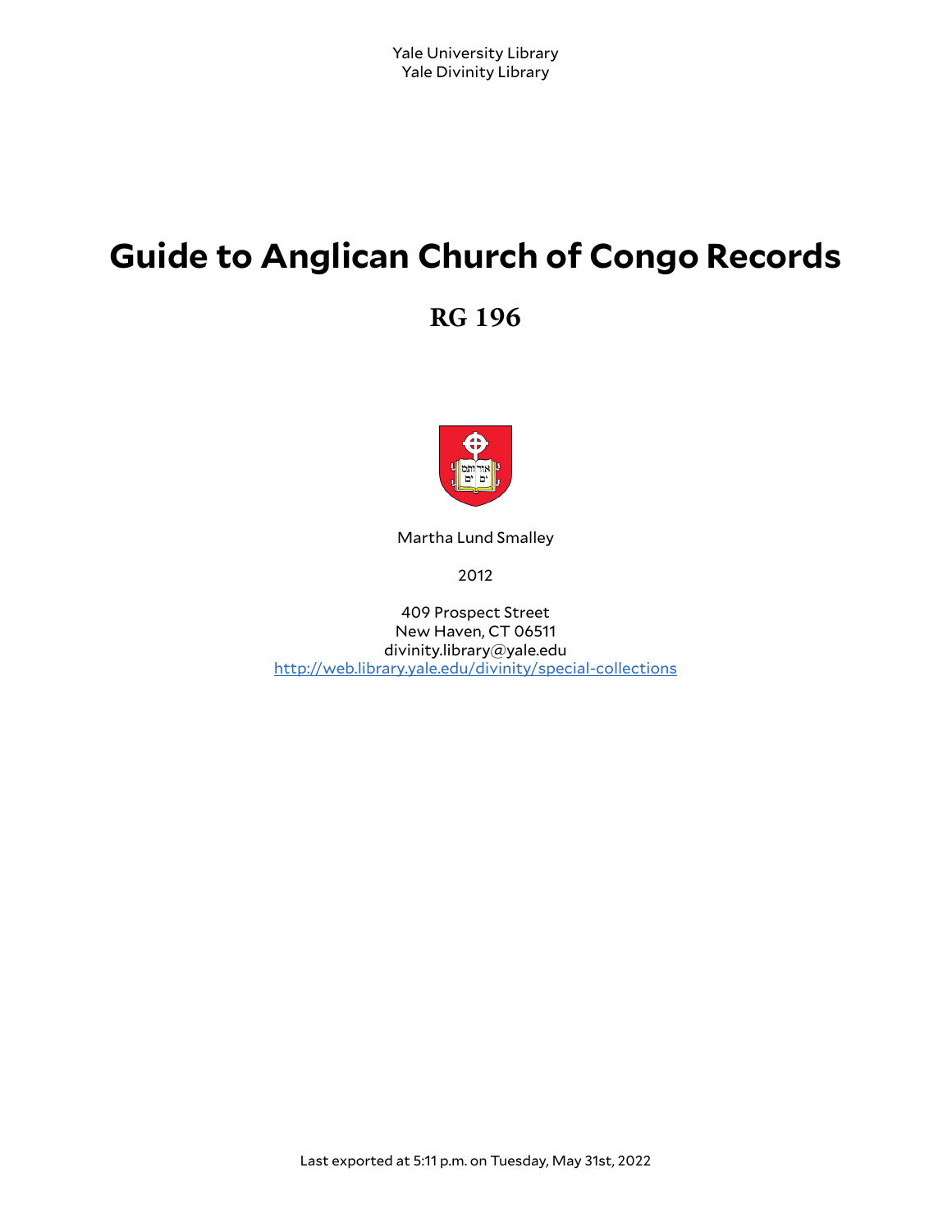Yale University Library
Yale Divinity Library

# Guide to Anglican Church of Congo Records

## RG 196

Martha Lund Smalley

2012

409 Prospect Street
New Haven, CT 06511
divinity.library@yale.edu
http://web.library.yale.edu/divinity/special-collections

Last exported at 5:11 p.m. on Tuesday, May 31st, 2022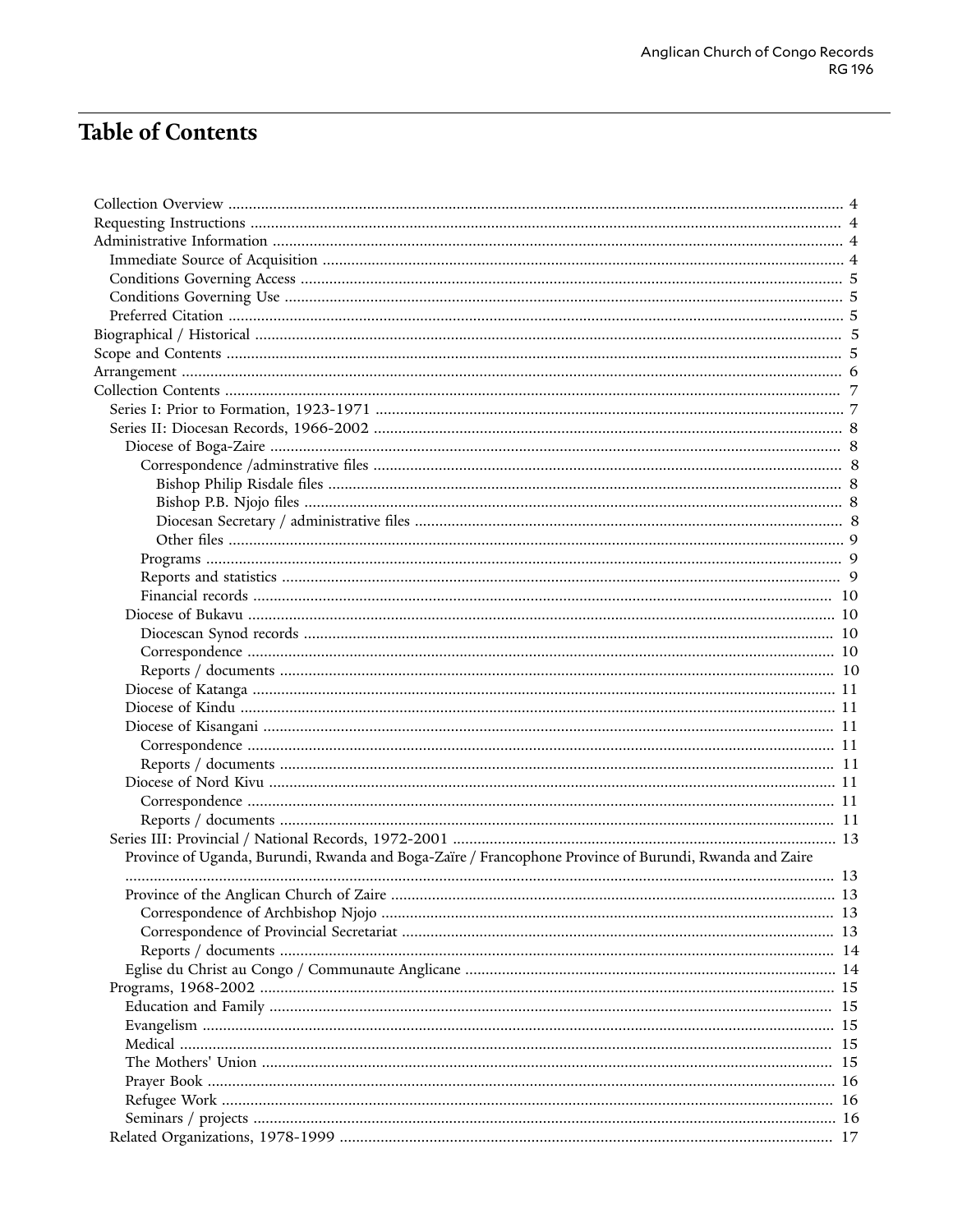# Table of Contents

- Collection Overview ..... 4
- Requesting Instructions ..... 4
- Administrative Information ..... 4
  - Immediate Source of Acquisition ..... 4
  - Conditions Governing Access ..... 5
  - Conditions Governing Use ..... 5
  - Preferred Citation ..... 5
- Biographical / Historical ..... 5
- Scope and Contents ..... 5
- Arrangement ..... 6
- Collection Contents ..... 7
  - Series I: Prior to Formation, 1923-1971 ..... 7
  - Series II: Diocesan Records, 1966-2002 ..... 8
    - Diocese of Boga-Zaire ..... 8
      - Correspondence /adminstrative files ..... 8
        - Bishop Philip Risdale files ..... 8
        - Bishop P.B. Njojo files ..... 8
        - Diocesan Secretary / administrative files ..... 8
        - Other files ..... 9
      - Programs ..... 9
      - Reports and statistics ..... 9
      - Financial records ..... 10
    - Diocese of Bukavu ..... 10
      - Diocescan Synod records ..... 10
      - Correspondence ..... 10
      - Reports / documents ..... 10
    - Diocese of Katanga ..... 11
    - Diocese of Kindu ..... 11
    - Diocese of Kisangani ..... 11
      - Correspondence ..... 11
      - Reports / documents ..... 11
    - Diocese of Nord Kivu ..... 11
      - Correspondence ..... 11
      - Reports / documents ..... 11
  - Series III: Provincial / National Records, 1972-2001 ..... 13
    - Province of Uganda, Burundi, Rwanda and Boga-Zaïre / Francophone Province of Burundi, Rwanda and Zaire ..... 13
    - Province of the Anglican Church of Zaire ..... 13
      - Correspondence of Archbishop Njojo ..... 13
      - Correspondence of Provincial Secretariat ..... 13
      - Reports / documents ..... 14
    - Eglise du Christ au Congo / Communaute Anglicane ..... 14
  - Programs, 1968-2002 ..... 15
    - Education and Family ..... 15
    - Evangelism ..... 15
    - Medical ..... 15
    - The Mothers' Union ..... 15
    - Prayer Book ..... 16
    - Refugee Work ..... 16
    - Seminars / projects ..... 16
  - Related Organizations, 1978-1999 ..... 17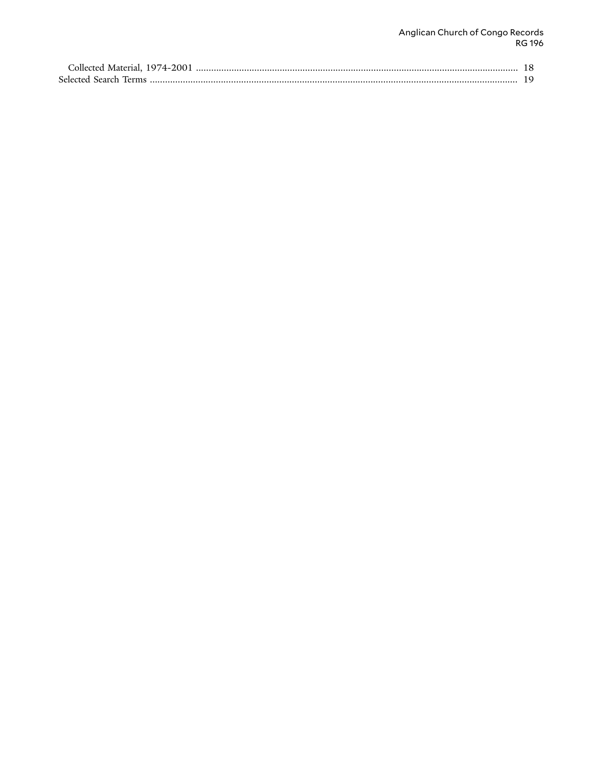Collected Material, 1974-2001 ........................................................................................................................ 18

Selected Search Terms ........................................................................................................................ 19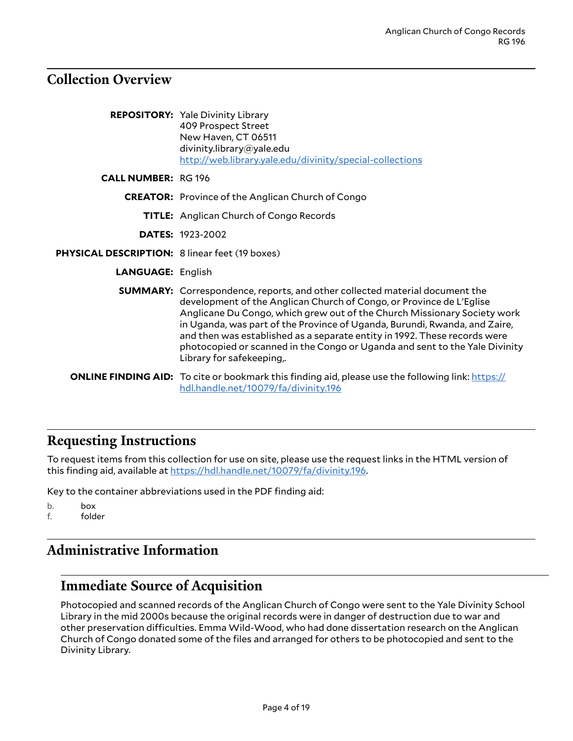## Collection Overview

**REPOSITORY:** Yale Divinity Library
409 Prospect Street
New Haven, CT 06511
divinity.library@yale.edu
http://web.library.yale.edu/divinity/special-collections

**CALL NUMBER:** RG 196

**CREATOR:** Province of the Anglican Church of Congo

**TITLE:** Anglican Church of Congo Records

**DATES:** 1923-2002

**PHYSICAL DESCRIPTION:** 8 linear feet (19 boxes)

**LANGUAGE:** English

**SUMMARY:** Correspondence, reports, and other collected material document the development of the Anglican Church of Congo, or Province de L'Eglise Anglicane Du Congo, which grew out of the Church Missionary Society work in Uganda, was part of the Province of Uganda, Burundi, Rwanda, and Zaire, and then was established as a separate entity in 1992. These records were photocopied or scanned in the Congo or Uganda and sent to the Yale Divinity Library for safekeeping,.

**ONLINE FINDING AID:** To cite or bookmark this finding aid, please use the following link: https://hdl.handle.net/10079/fa/divinity.196

## Requesting Instructions

To request items from this collection for use on site, please use the request links in the HTML version of this finding aid, available at https://hdl.handle.net/10079/fa/divinity.196.

Key to the container abbreviations used in the PDF finding aid:

b. box
f. folder

## Administrative Information

### Immediate Source of Acquisition

Photocopied and scanned records of the Anglican Church of Congo were sent to the Yale Divinity School Library in the mid 2000s because the original records were in danger of destruction due to war and other preservation difficulties. Emma Wild-Wood, who had done dissertation research on the Anglican Church of Congo donated some of the files and arranged for others to be photocopied and sent to the Divinity Library.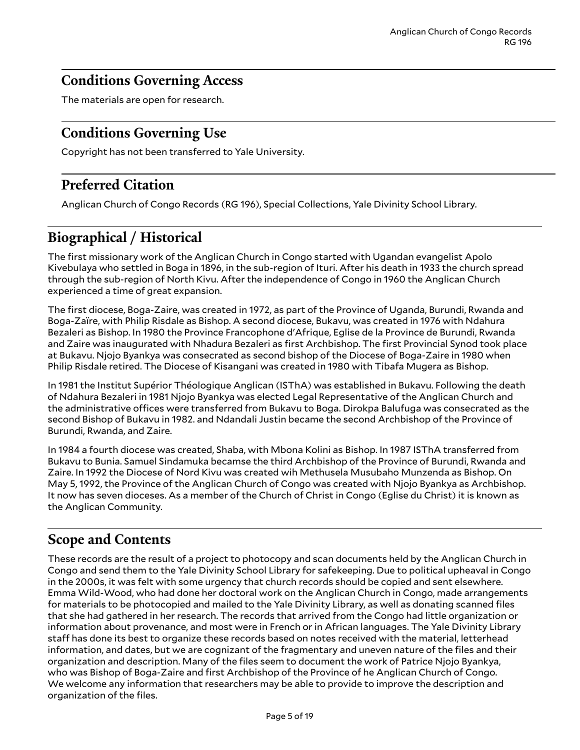## Conditions Governing Access

The materials are open for research.

## Conditions Governing Use

Copyright has not been transferred to Yale University.

## Preferred Citation

Anglican Church of Congo Records (RG 196), Special Collections, Yale Divinity School Library.

# Biographical / Historical

The first missionary work of the Anglican Church in Congo started with Ugandan evangelist Apolo Kivebulaya who settled in Boga in 1896, in the sub-region of Ituri. After his death in 1933 the church spread through the sub-region of North Kivu. After the independence of Congo in 1960 the Anglican Church experienced a time of great expansion.

The first diocese, Boga-Zaire, was created in 1972, as part of the Province of Uganda, Burundi, Rwanda and Boga-Zaïre, with Philip Risdale as Bishop. A second diocese, Bukavu, was created in 1976 with Ndahura Bezaleri as Bishop. In 1980 the Province Francophone d'Afrique, Eglise de la Province de Burundi, Rwanda and Zaire was inaugurated with Nhadura Bezaleri as first Archbishop. The first Provincial Synod took place at Bukavu. Njojo Byankya was consecrated as second bishop of the Diocese of Boga-Zaire in 1980 when Philip Risdale retired. The Diocese of Kisangani was created in 1980 with Tibafa Mugera as Bishop.

In 1981 the Institut Supérior Théologique Anglican (ISThA) was established in Bukavu. Following the death of Ndahura Bezaleri in 1981 Njojo Byankya was elected Legal Representative of the Anglican Church and the administrative offices were transferred from Bukavu to Boga. Dirokpa Balufuga was consecrated as the second Bishop of Bukavu in 1982. and Ndandali Justin became the second Archbishop of the Province of Burundi, Rwanda, and Zaire.

In 1984 a fourth diocese was created, Shaba, with Mbona Kolini as Bishop. In 1987 ISThA transferred from Bukavu to Bunia. Samuel Sindamuka becamse the third Archbishop of the Province of Burundi, Rwanda and Zaire. In 1992 the Diocese of Nord Kivu was created wih Methusela Musubaho Munzenda as Bishop. On May 5, 1992, the Province of the Anglican Church of Congo was created with Njojo Byankya as Archbishop. It now has seven dioceses. As a member of the Church of Christ in Congo (Eglise du Christ) it is known as the Anglican Community.

# Scope and Contents

These records are the result of a project to photocopy and scan documents held by the Anglican Church in Congo and send them to the Yale Divinity School Library for safekeeping. Due to political upheaval in Congo in the 2000s, it was felt with some urgency that church records should be copied and sent elsewhere. Emma Wild-Wood, who had done her doctoral work on the Anglican Church in Congo, made arrangements for materials to be photocopied and mailed to the Yale Divinity Library, as well as donating scanned files that she had gathered in her research. The records that arrived from the Congo had little organization or information about provenance, and most were in French or in African languages. The Yale Divinity Library staff has done its best to organize these records based on notes received with the material, letterhead information, and dates, but we are cognizant of the fragmentary and uneven nature of the files and their organization and description. Many of the files seem to document the work of Patrice Njojo Byankya, who was Bishop of Boga-Zaire and first Archbishop of the Province of he Anglican Church of Congo. We welcome any information that researchers may be able to provide to improve the description and organization of the files.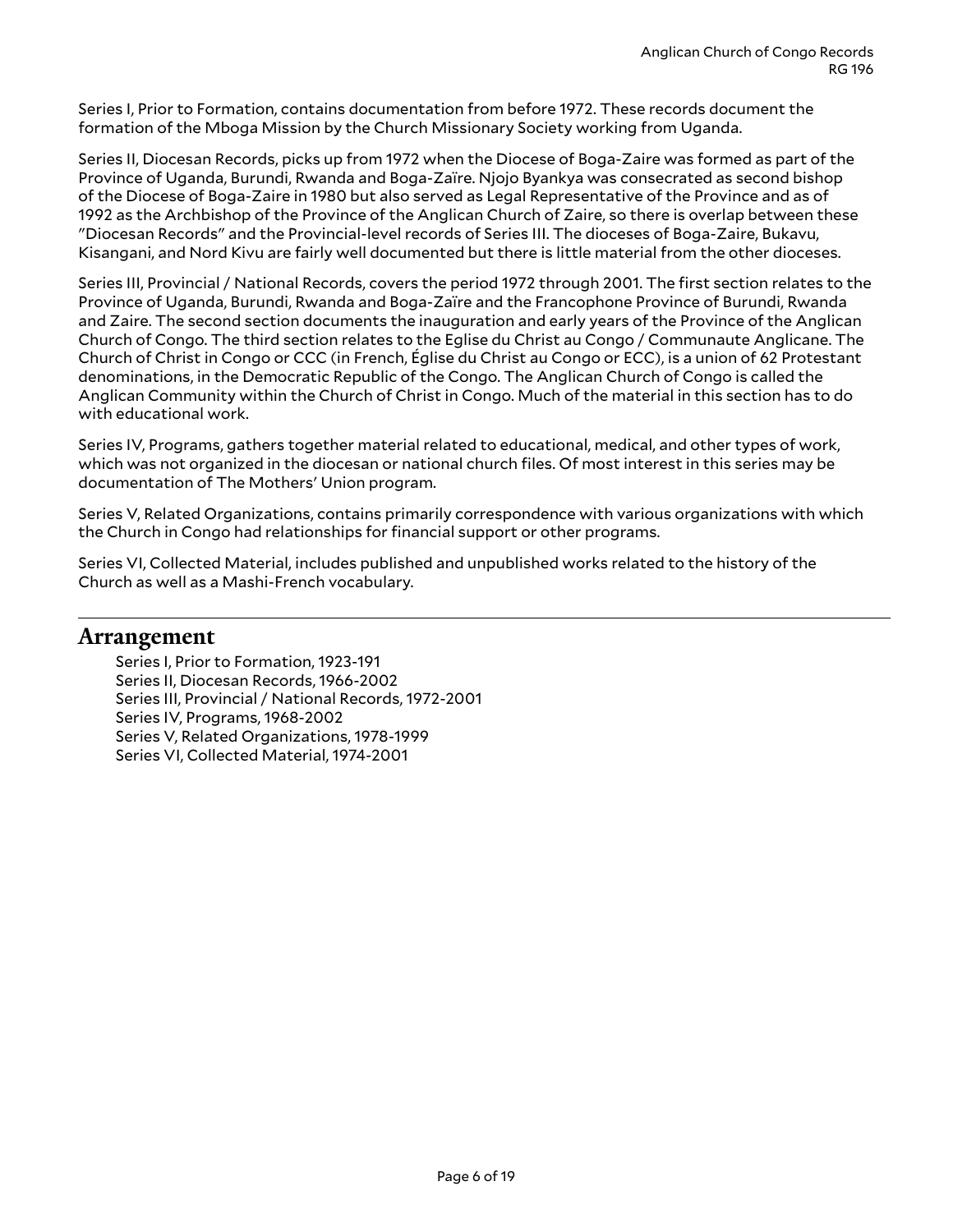Series I, Prior to Formation, contains documentation from before 1972. These records document the formation of the Mboga Mission by the Church Missionary Society working from Uganda.

Series II, Diocesan Records, picks up from 1972 when the Diocese of Boga-Zaire was formed as part of the Province of Uganda, Burundi, Rwanda and Boga-Zaïre. Njojo Byankya was consecrated as second bishop of the Diocese of Boga-Zaire in 1980 but also served as Legal Representative of the Province and as of 1992 as the Archbishop of the Province of the Anglican Church of Zaire, so there is overlap between these "Diocesan Records" and the Provincial-level records of Series III. The dioceses of Boga-Zaire, Bukavu, Kisangani, and Nord Kivu are fairly well documented but there is little material from the other dioceses.

Series III, Provincial / National Records, covers the period 1972 through 2001. The first section relates to the Province of Uganda, Burundi, Rwanda and Boga-Zaïre and the Francophone Province of Burundi, Rwanda and Zaire. The second section documents the inauguration and early years of the Province of the Anglican Church of Congo. The third section relates to the Eglise du Christ au Congo / Communaute Anglicane. The Church of Christ in Congo or CCC (in French, Église du Christ au Congo or ECC), is a union of 62 Protestant denominations, in the Democratic Republic of the Congo. The Anglican Church of Congo is called the Anglican Community within the Church of Christ in Congo. Much of the material in this section has to do with educational work.

Series IV, Programs, gathers together material related to educational, medical, and other types of work, which was not organized in the diocesan or national church files. Of most interest in this series may be documentation of The Mothers' Union program.

Series V, Related Organizations, contains primarily correspondence with various organizations with which the Church in Congo had relationships for financial support or other programs.

Series VI, Collected Material, includes published and unpublished works related to the history of the Church as well as a Mashi-French vocabulary.

## Arrangement

Series I, Prior to Formation, 1923-191
Series II, Diocesan Records, 1966-2002
Series III, Provincial / National Records, 1972-2001
Series IV, Programs, 1968-2002
Series V, Related Organizations, 1978-1999
Series VI, Collected Material, 1974-2001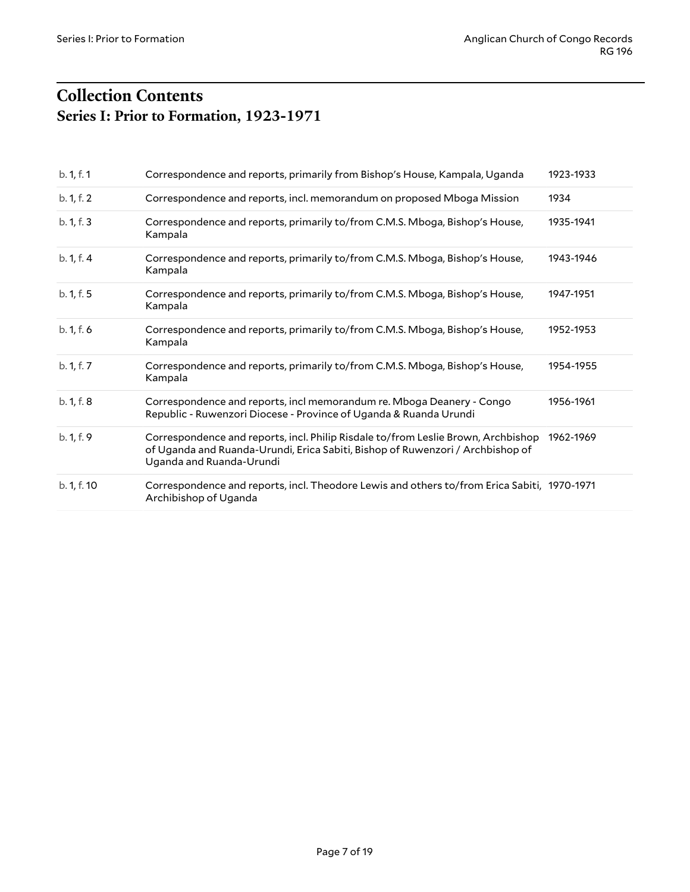# Collection Contents

## Series I: Prior to Formation, 1923-1971

| | | |
|---|---|---|
| b. 1, f. 1 | Correspondence and reports, primarily from Bishop's House, Kampala, Uganda | 1923-1933 |
| b. 1, f. 2 | Correspondence and reports, incl. memorandum on proposed Mboga Mission | 1934 |
| b. 1, f. 3 | Correspondence and reports, primarily to/from C.M.S. Mboga, Bishop's House, Kampala | 1935-1941 |
| b. 1, f. 4 | Correspondence and reports, primarily to/from C.M.S. Mboga, Bishop's House, Kampala | 1943-1946 |
| b. 1, f. 5 | Correspondence and reports, primarily to/from C.M.S. Mboga, Bishop's House, Kampala | 1947-1951 |
| b. 1, f. 6 | Correspondence and reports, primarily to/from C.M.S. Mboga, Bishop's House, Kampala | 1952-1953 |
| b. 1, f. 7 | Correspondence and reports, primarily to/from C.M.S. Mboga, Bishop's House, Kampala | 1954-1955 |
| b. 1, f. 8 | Correspondence and reports, incl memorandum re. Mboga Deanery - Congo Republic - Ruwenzori Diocese - Province of Uganda & Ruanda Urundi | 1956-1961 |
| b. 1, f. 9 | Correspondence and reports, incl. Philip Risdale to/from Leslie Brown, Archbishop of Uganda and Ruanda-Urundi, Erica Sabiti, Bishop of Ruwenzori / Archbishop of Uganda and Ruanda-Urundi | 1962-1969 |
| b. 1, f. 10 | Correspondence and reports, incl. Theodore Lewis and others to/from Erica Sabiti, Archibishop of Uganda | 1970-1971 |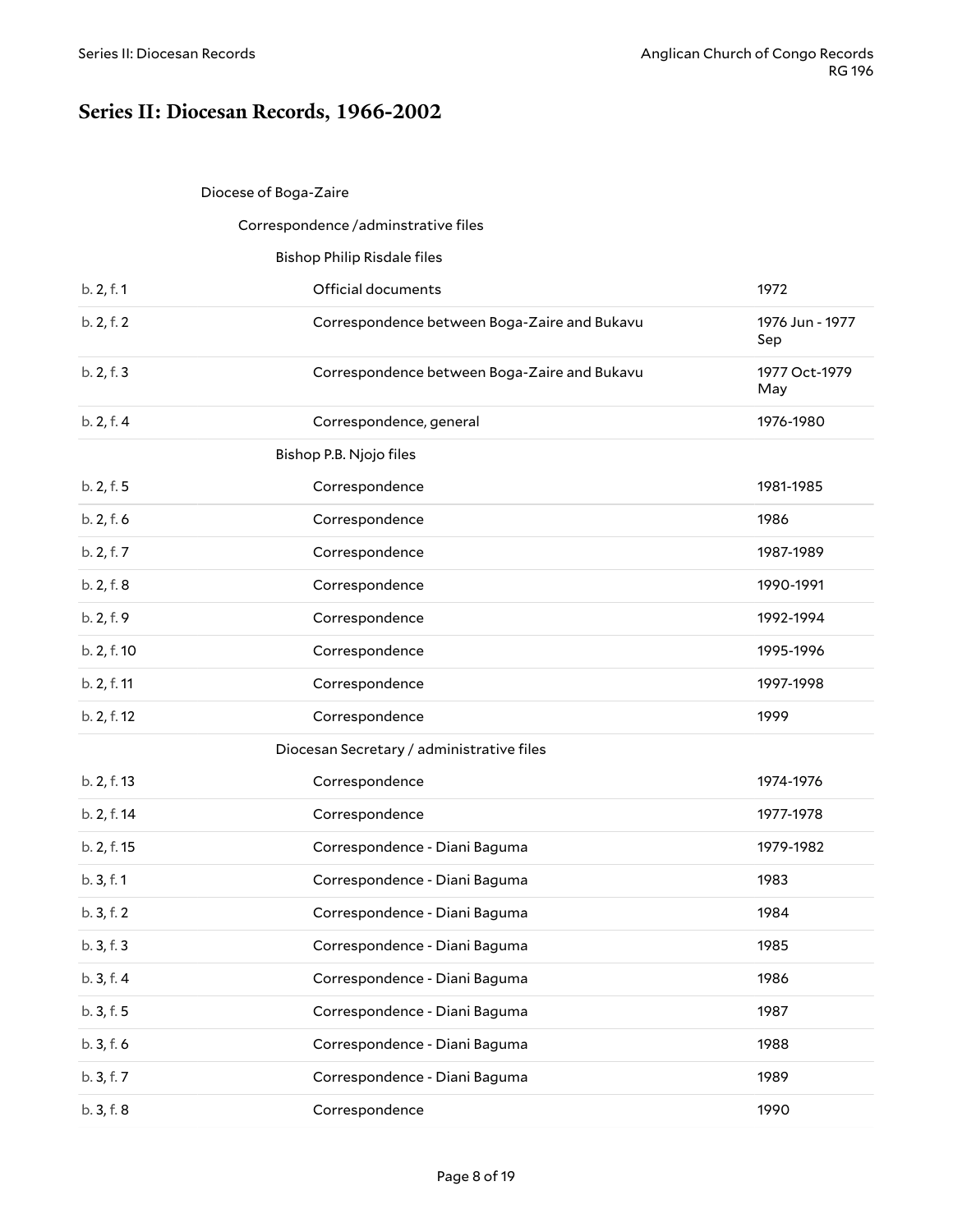## Series II: Diocesan Records, 1966-2002

Diocese of Boga-Zaire

Correspondence /adminstrative files

Bishop Philip Risdale files

| | | |
|---|---|---|
| b. 2, f. 1 | Official documents | 1972 |
| b. 2, f. 2 | Correspondence between Boga-Zaire and Bukavu | 1976 Jun - 1977 Sep |
| b. 2, f. 3 | Correspondence between Boga-Zaire and Bukavu | 1977 Oct-1979 May |
| b. 2, f. 4 | Correspondence, general | 1976-1980 |

Bishop P.B. Njojo files

| | | |
|---|---|---|
| b. 2, f. 5 | Correspondence | 1981-1985 |
| b. 2, f. 6 | Correspondence | 1986 |
| b. 2, f. 7 | Correspondence | 1987-1989 |
| b. 2, f. 8 | Correspondence | 1990-1991 |
| b. 2, f. 9 | Correspondence | 1992-1994 |
| b. 2, f. 10 | Correspondence | 1995-1996 |
| b. 2, f. 11 | Correspondence | 1997-1998 |
| b. 2, f. 12 | Correspondence | 1999 |

Diocesan Secretary / administrative files

| | | |
|---|---|---|
| b. 2, f. 13 | Correspondence | 1974-1976 |
| b. 2, f. 14 | Correspondence | 1977-1978 |
| b. 2, f. 15 | Correspondence - Diani Baguma | 1979-1982 |
| b. 3, f. 1 | Correspondence - Diani Baguma | 1983 |
| b. 3, f. 2 | Correspondence - Diani Baguma | 1984 |
| b. 3, f. 3 | Correspondence - Diani Baguma | 1985 |
| b. 3, f. 4 | Correspondence - Diani Baguma | 1986 |
| b. 3, f. 5 | Correspondence - Diani Baguma | 1987 |
| b. 3, f. 6 | Correspondence - Diani Baguma | 1988 |
| b. 3, f. 7 | Correspondence - Diani Baguma | 1989 |
| b. 3, f. 8 | Correspondence | 1990 |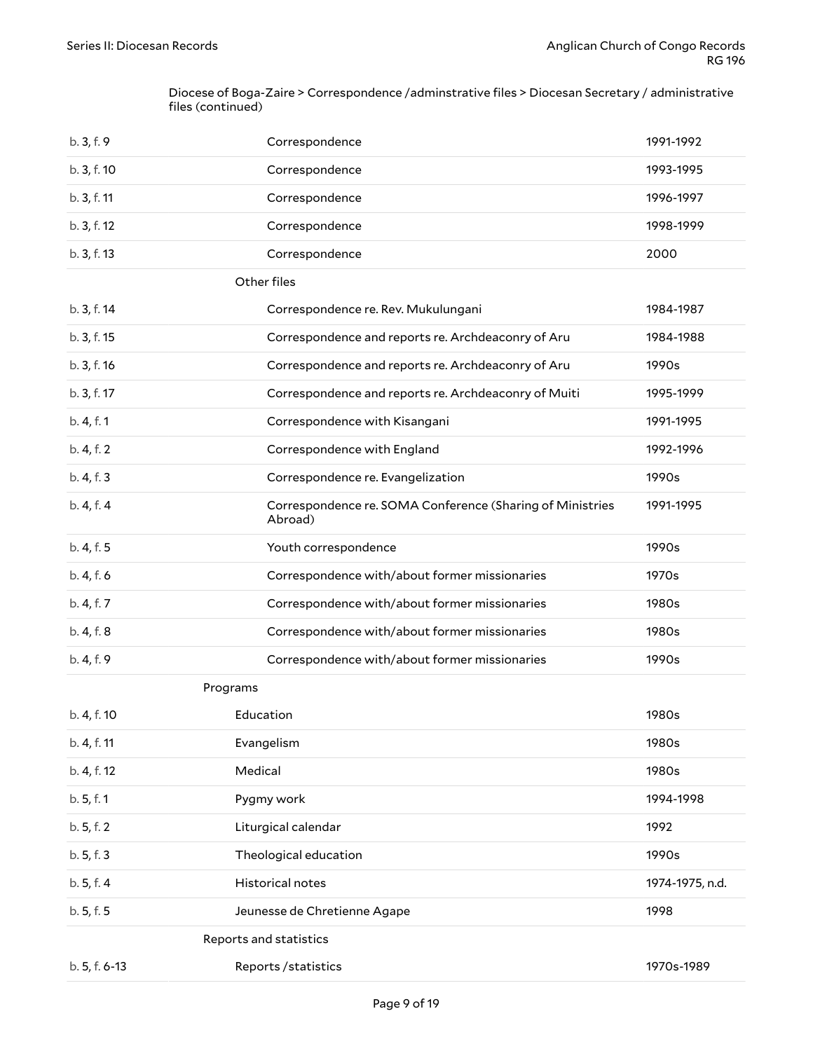Diocese of Boga-Zaire > Correspondence /adminstrative files > Diocesan Secretary / administrative files (continued)

| | | |
|---|---|---|
| b. 3, f. 9 | Correspondence | 1991-1992 |
| b. 3, f. 10 | Correspondence | 1993-1995 |
| b. 3, f. 11 | Correspondence | 1996-1997 |
| b. 3, f. 12 | Correspondence | 1998-1999 |
| b. 3, f. 13 | Correspondence | 2000 |
| | **Other files** | |
| b. 3, f. 14 | Correspondence re. Rev. Mukulungani | 1984-1987 |
| b. 3, f. 15 | Correspondence and reports re. Archdeaconry of Aru | 1984-1988 |
| b. 3, f. 16 | Correspondence and reports re. Archdeaconry of Aru | 1990s |
| b. 3, f. 17 | Correspondence and reports re. Archdeaconry of Muiti | 1995-1999 |
| b. 4, f. 1 | Correspondence with Kisangani | 1991-1995 |
| b. 4, f. 2 | Correspondence with England | 1992-1996 |
| b. 4, f. 3 | Correspondence re. Evangelization | 1990s |
| b. 4, f. 4 | Correspondence re. SOMA Conference (Sharing of Ministries Abroad) | 1991-1995 |
| b. 4, f. 5 | Youth correspondence | 1990s |
| b. 4, f. 6 | Correspondence with/about former missionaries | 1970s |
| b. 4, f. 7 | Correspondence with/about former missionaries | 1980s |
| b. 4, f. 8 | Correspondence with/about former missionaries | 1980s |
| b. 4, f. 9 | Correspondence with/about former missionaries | 1990s |
| | **Programs** | |
| b. 4, f. 10 | Education | 1980s |
| b. 4, f. 11 | Evangelism | 1980s |
| b. 4, f. 12 | Medical | 1980s |
| b. 5, f. 1 | Pygmy work | 1994-1998 |
| b. 5, f. 2 | Liturgical calendar | 1992 |
| b. 5, f. 3 | Theological education | 1990s |
| b. 5, f. 4 | Historical notes | 1974-1975, n.d. |
| b. 5, f. 5 | Jeunesse de Chretienne Agape | 1998 |
| | **Reports and statistics** | |
| b. 5, f. 6-13 | Reports /statistics | 1970s-1989 |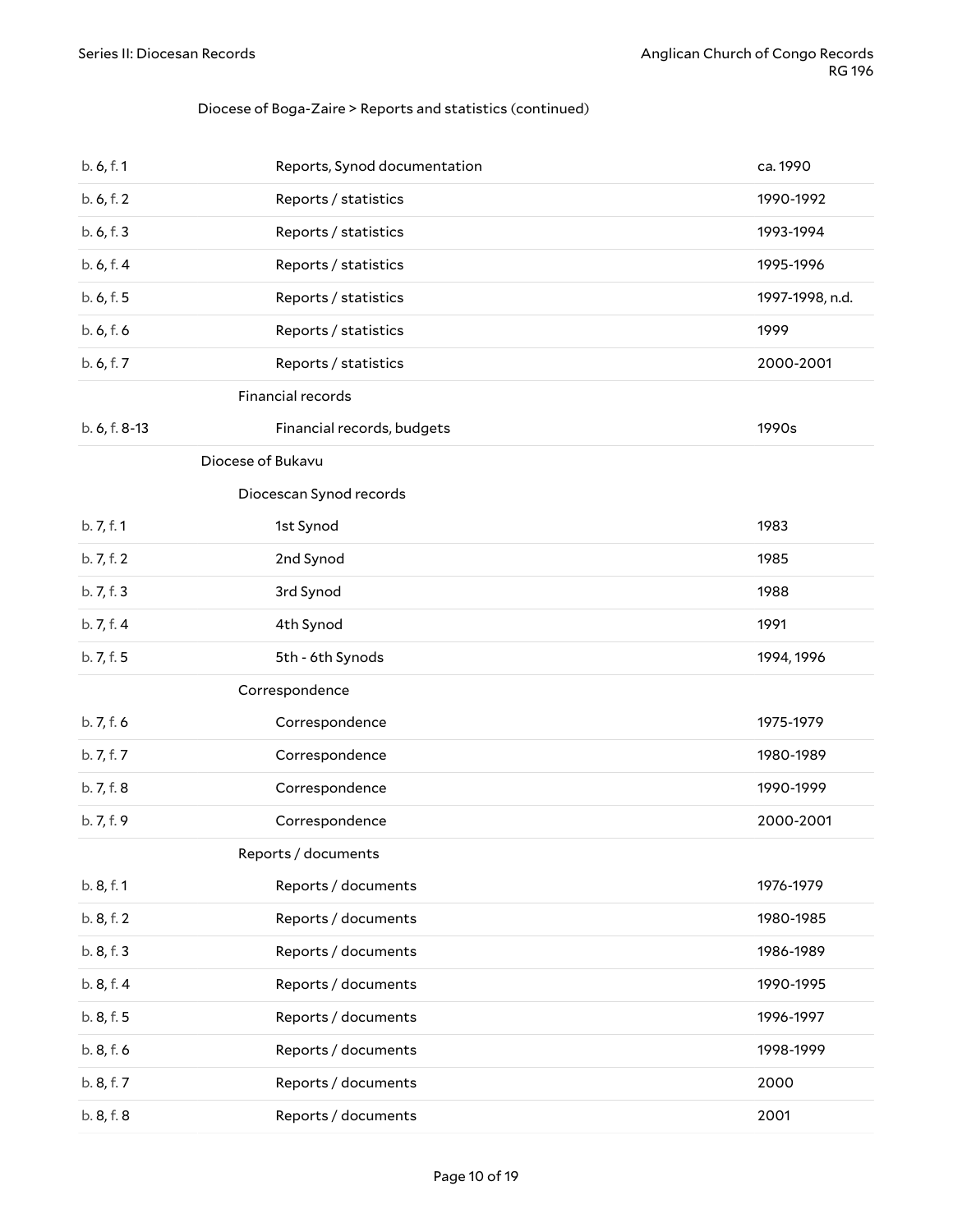Diocese of Boga-Zaire > Reports and statistics (continued)

| | | |
|---|---|---|
| b. 6, f. 1 | Reports, Synod documentation | ca. 1990 |
| b. 6, f. 2 | Reports / statistics | 1990-1992 |
| b. 6, f. 3 | Reports / statistics | 1993-1994 |
| b. 6, f. 4 | Reports / statistics | 1995-1996 |
| b. 6, f. 5 | Reports / statistics | 1997-1998, n.d. |
| b. 6, f. 6 | Reports / statistics | 1999 |
| b. 6, f. 7 | Reports / statistics | 2000-2001 |
| | **Financial records** | |
| b. 6, f. 8-13 | Financial records, budgets | 1990s |
| | **Diocese of Bukavu** | |
| | **Diocescan Synod records** | |
| b. 7, f. 1 | 1st Synod | 1983 |
| b. 7, f. 2 | 2nd Synod | 1985 |
| b. 7, f. 3 | 3rd Synod | 1988 |
| b. 7, f. 4 | 4th Synod | 1991 |
| b. 7, f. 5 | 5th - 6th Synods | 1994, 1996 |
| | **Correspondence** | |
| b. 7, f. 6 | Correspondence | 1975-1979 |
| b. 7, f. 7 | Correspondence | 1980-1989 |
| b. 7, f. 8 | Correspondence | 1990-1999 |
| b. 7, f. 9 | Correspondence | 2000-2001 |
| | **Reports / documents** | |
| b. 8, f. 1 | Reports / documents | 1976-1979 |
| b. 8, f. 2 | Reports / documents | 1980-1985 |
| b. 8, f. 3 | Reports / documents | 1986-1989 |
| b. 8, f. 4 | Reports / documents | 1990-1995 |
| b. 8, f. 5 | Reports / documents | 1996-1997 |
| b. 8, f. 6 | Reports / documents | 1998-1999 |
| b. 8, f. 7 | Reports / documents | 2000 |
| b. 8, f. 8 | Reports / documents | 2001 |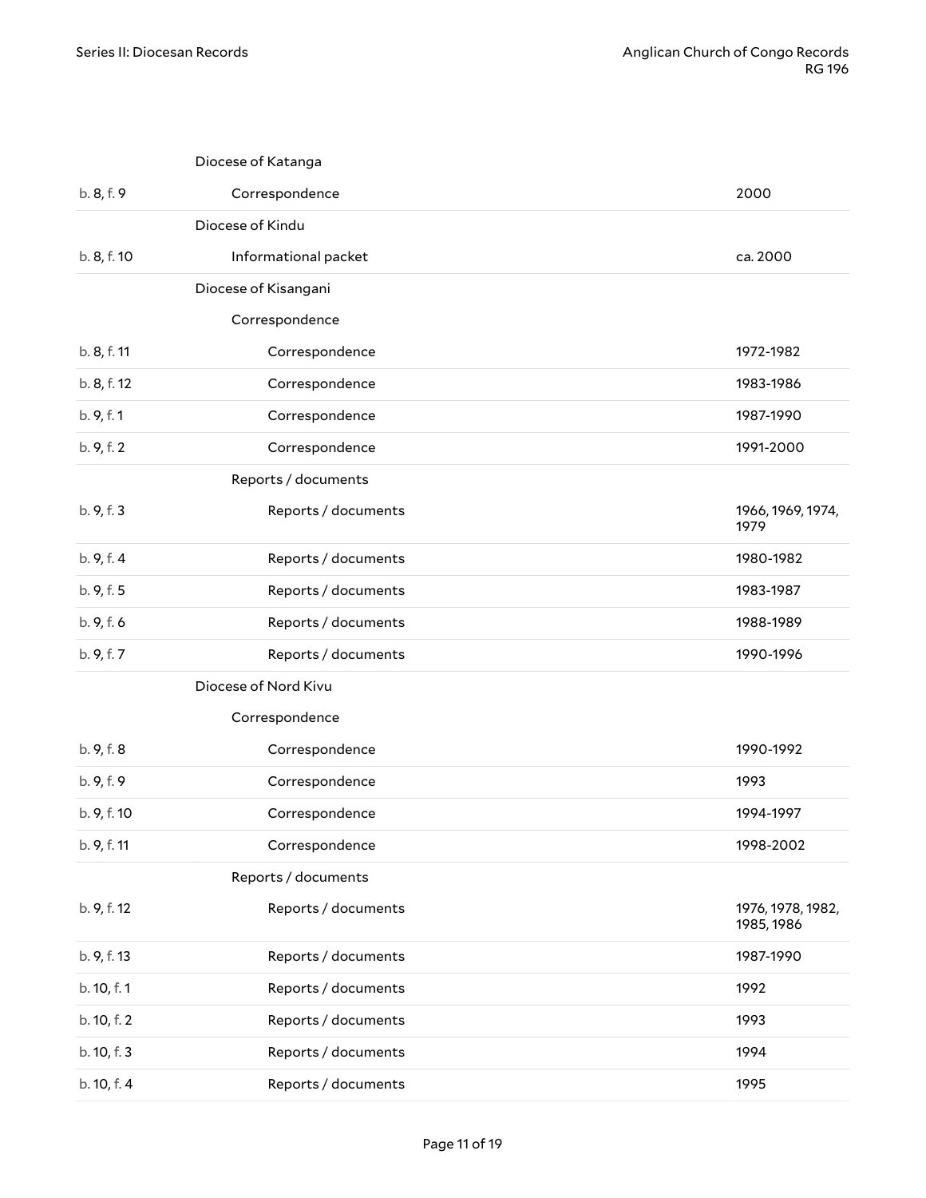| | | |
|---|---|---|
| | Diocese of Katanga | |
| b. 8, f. 9 | Correspondence | 2000 |
| | Diocese of Kindu | |
| b. 8, f. 10 | Informational packet | ca. 2000 |
| | Diocese of Kisangani | |
| | Correspondence | |
| b. 8, f. 11 | Correspondence | 1972-1982 |
| b. 8, f. 12 | Correspondence | 1983-1986 |
| b. 9, f. 1 | Correspondence | 1987-1990 |
| b. 9, f. 2 | Correspondence | 1991-2000 |
| | Reports / documents | |
| b. 9, f. 3 | Reports / documents | 1966, 1969, 1974, 1979 |
| b. 9, f. 4 | Reports / documents | 1980-1982 |
| b. 9, f. 5 | Reports / documents | 1983-1987 |
| b. 9, f. 6 | Reports / documents | 1988-1989 |
| b. 9, f. 7 | Reports / documents | 1990-1996 |
| | Diocese of Nord Kivu | |
| | Correspondence | |
| b. 9, f. 8 | Correspondence | 1990-1992 |
| b. 9, f. 9 | Correspondence | 1993 |
| b. 9, f. 10 | Correspondence | 1994-1997 |
| b. 9, f. 11 | Correspondence | 1998-2002 |
| | Reports / documents | |
| b. 9, f. 12 | Reports / documents | 1976, 1978, 1982, 1985, 1986 |
| b. 9, f. 13 | Reports / documents | 1987-1990 |
| b. 10, f. 1 | Reports / documents | 1992 |
| b. 10, f. 2 | Reports / documents | 1993 |
| b. 10, f. 3 | Reports / documents | 1994 |
| b. 10, f. 4 | Reports / documents | 1995 |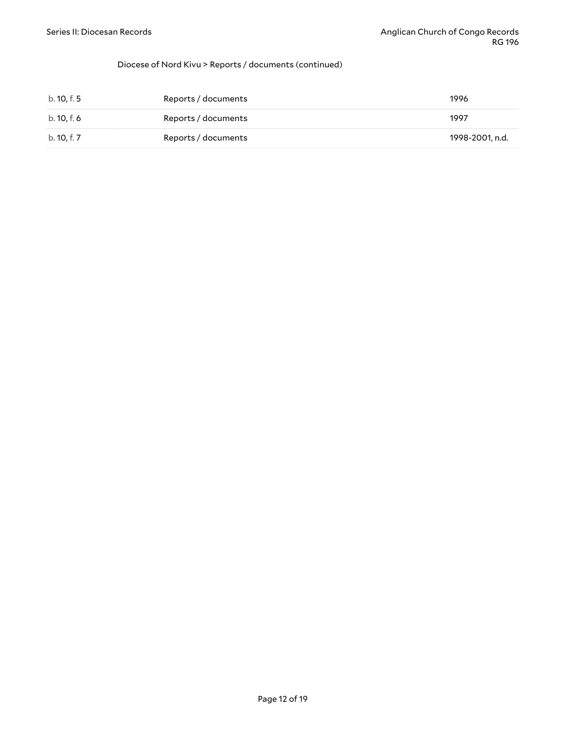Diocese of Nord Kivu > Reports / documents (continued)

| | | |
|---|---|---|
| b. 10, f. 5 | Reports / documents | 1996 |
| b. 10, f. 6 | Reports / documents | 1997 |
| b. 10, f. 7 | Reports / documents | 1998-2001, n.d. |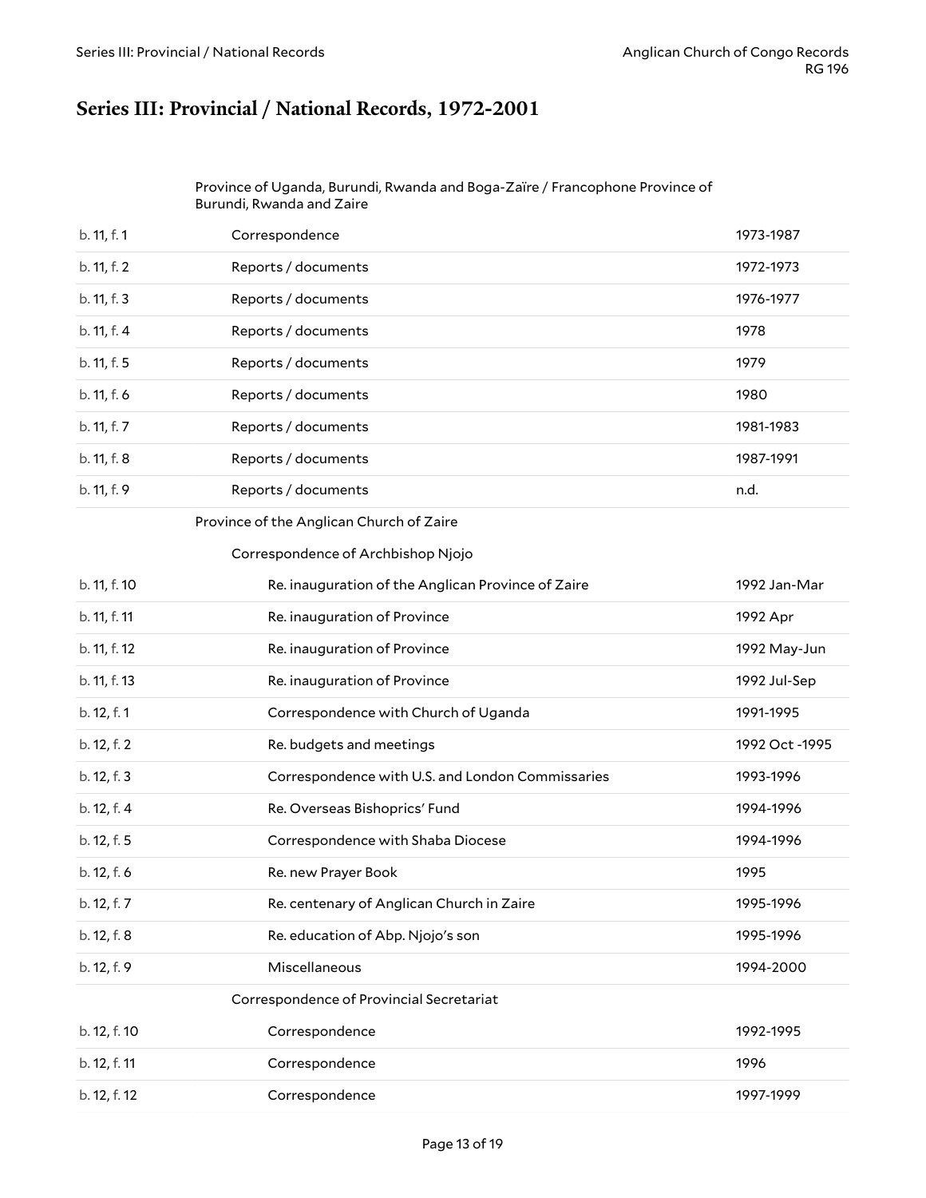## Series III: Provincial / National Records, 1972-2001

| Location | Title | Date |
| --- | --- | --- |
| | Province of Uganda, Burundi, Rwanda and Boga-Zaïre / Francophone Province of Burundi, Rwanda and Zaire | |
| b. 11, f. 1 | Correspondence | 1973-1987 |
| b. 11, f. 2 | Reports / documents | 1972-1973 |
| b. 11, f. 3 | Reports / documents | 1976-1977 |
| b. 11, f. 4 | Reports / documents | 1978 |
| b. 11, f. 5 | Reports / documents | 1979 |
| b. 11, f. 6 | Reports / documents | 1980 |
| b. 11, f. 7 | Reports / documents | 1981-1983 |
| b. 11, f. 8 | Reports / documents | 1987-1991 |
| b. 11, f. 9 | Reports / documents | n.d. |
| | Province of the Anglican Church of Zaire | |
| | Correspondence of Archbishop Njojo | |
| b. 11, f. 10 | Re. inauguration of the Anglican Province of Zaire | 1992 Jan-Mar |
| b. 11, f. 11 | Re. inauguration of Province | 1992 Apr |
| b. 11, f. 12 | Re. inauguration of Province | 1992 May-Jun |
| b. 11, f. 13 | Re. inauguration of Province | 1992 Jul-Sep |
| b. 12, f. 1 | Correspondence with Church of Uganda | 1991-1995 |
| b. 12, f. 2 | Re. budgets and meetings | 1992 Oct -1995 |
| b. 12, f. 3 | Correspondence with U.S. and London Commissaries | 1993-1996 |
| b. 12, f. 4 | Re. Overseas Bishoprics' Fund | 1994-1996 |
| b. 12, f. 5 | Correspondence with Shaba Diocese | 1994-1996 |
| b. 12, f. 6 | Re. new Prayer Book | 1995 |
| b. 12, f. 7 | Re. centenary of Anglican Church in Zaire | 1995-1996 |
| b. 12, f. 8 | Re. education of Abp. Njojo's son | 1995-1996 |
| b. 12, f. 9 | Miscellaneous | 1994-2000 |
| | Correspondence of Provincial Secretariat | |
| b. 12, f. 10 | Correspondence | 1992-1995 |
| b. 12, f. 11 | Correspondence | 1996 |
| b. 12, f. 12 | Correspondence | 1997-1999 |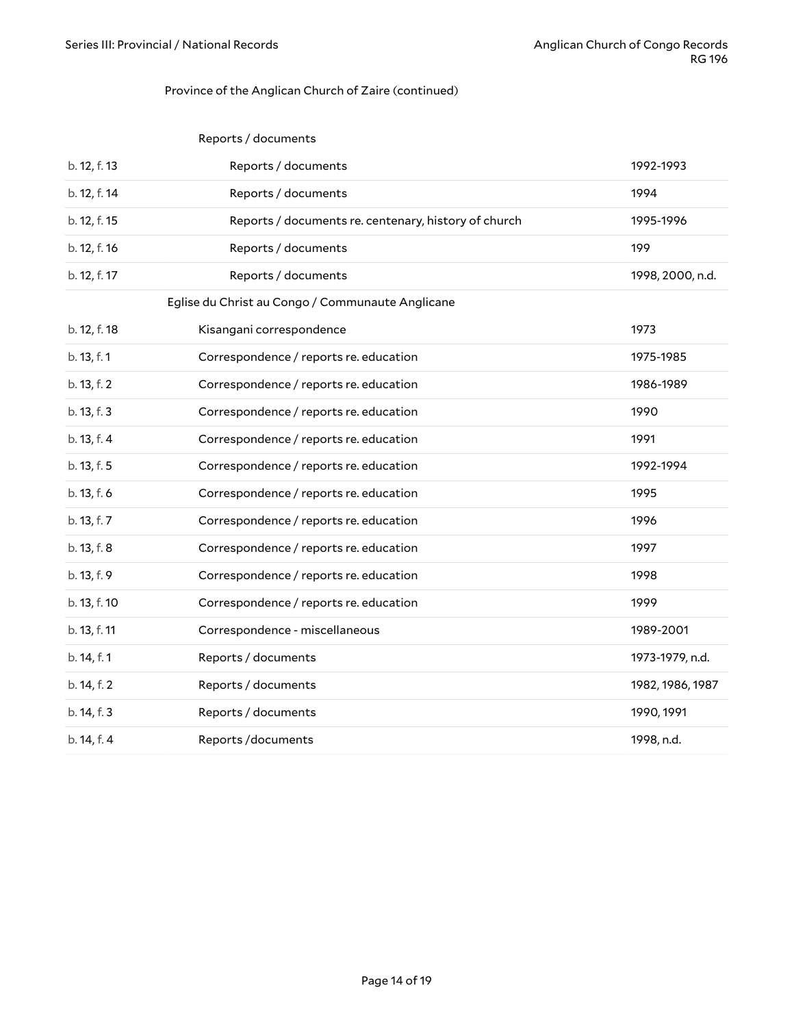Province of the Anglican Church of Zaire (continued)

Reports / documents

| | | |
|---|---|---|
| b. 12, f. 13 | Reports / documents | 1992-1993 |
| b. 12, f. 14 | Reports / documents | 1994 |
| b. 12, f. 15 | Reports / documents re. centenary, history of church | 1995-1996 |
| b. 12, f. 16 | Reports / documents | 199 |
| b. 12, f. 17 | Reports / documents | 1998, 2000, n.d. |

Eglise du Christ au Congo / Communaute Anglicane

| | | |
|---|---|---|
| b. 12, f. 18 | Kisangani correspondence | 1973 |
| b. 13, f. 1 | Correspondence / reports re. education | 1975-1985 |
| b. 13, f. 2 | Correspondence / reports re. education | 1986-1989 |
| b. 13, f. 3 | Correspondence / reports re. education | 1990 |
| b. 13, f. 4 | Correspondence / reports re. education | 1991 |
| b. 13, f. 5 | Correspondence / reports re. education | 1992-1994 |
| b. 13, f. 6 | Correspondence / reports re. education | 1995 |
| b. 13, f. 7 | Correspondence / reports re. education | 1996 |
| b. 13, f. 8 | Correspondence / reports re. education | 1997 |
| b. 13, f. 9 | Correspondence / reports re. education | 1998 |
| b. 13, f. 10 | Correspondence / reports re. education | 1999 |
| b. 13, f. 11 | Correspondence - miscellaneous | 1989-2001 |
| b. 14, f. 1 | Reports / documents | 1973-1979, n.d. |
| b. 14, f. 2 | Reports / documents | 1982, 1986, 1987 |
| b. 14, f. 3 | Reports / documents | 1990, 1991 |
| b. 14, f. 4 | Reports /documents | 1998, n.d. |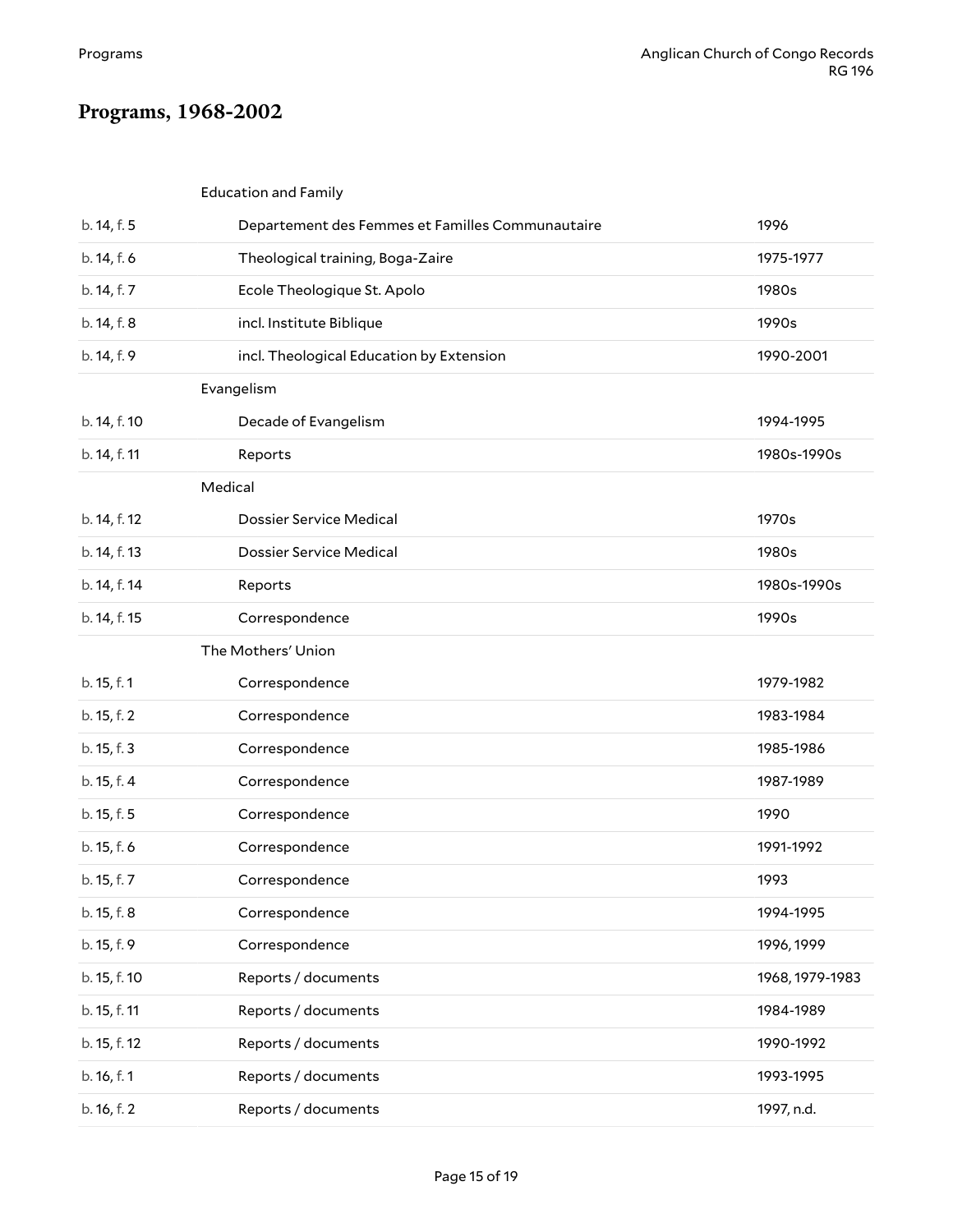## Programs, 1968-2002

| | | |
|---|---|---|
| | Education and Family | |
| b. 14, f. 5 | Departement des Femmes et Familles Communautaire | 1996 |
| b. 14, f. 6 | Theological training, Boga-Zaire | 1975-1977 |
| b. 14, f. 7 | Ecole Theologique St. Apolo | 1980s |
| b. 14, f. 8 | incl. Institute Biblique | 1990s |
| b. 14, f. 9 | incl. Theological Education by Extension | 1990-2001 |
| | Evangelism | |
| b. 14, f. 10 | Decade of Evangelism | 1994-1995 |
| b. 14, f. 11 | Reports | 1980s-1990s |
| | Medical | |
| b. 14, f. 12 | Dossier Service Medical | 1970s |
| b. 14, f. 13 | Dossier Service Medical | 1980s |
| b. 14, f. 14 | Reports | 1980s-1990s |
| b. 14, f. 15 | Correspondence | 1990s |
| | The Mothers' Union | |
| b. 15, f. 1 | Correspondence | 1979-1982 |
| b. 15, f. 2 | Correspondence | 1983-1984 |
| b. 15, f. 3 | Correspondence | 1985-1986 |
| b. 15, f. 4 | Correspondence | 1987-1989 |
| b. 15, f. 5 | Correspondence | 1990 |
| b. 15, f. 6 | Correspondence | 1991-1992 |
| b. 15, f. 7 | Correspondence | 1993 |
| b. 15, f. 8 | Correspondence | 1994-1995 |
| b. 15, f. 9 | Correspondence | 1996, 1999 |
| b. 15, f. 10 | Reports / documents | 1968, 1979-1983 |
| b. 15, f. 11 | Reports / documents | 1984-1989 |
| b. 15, f. 12 | Reports / documents | 1990-1992 |
| b. 16, f. 1 | Reports / documents | 1993-1995 |
| b. 16, f. 2 | Reports / documents | 1997, n.d. |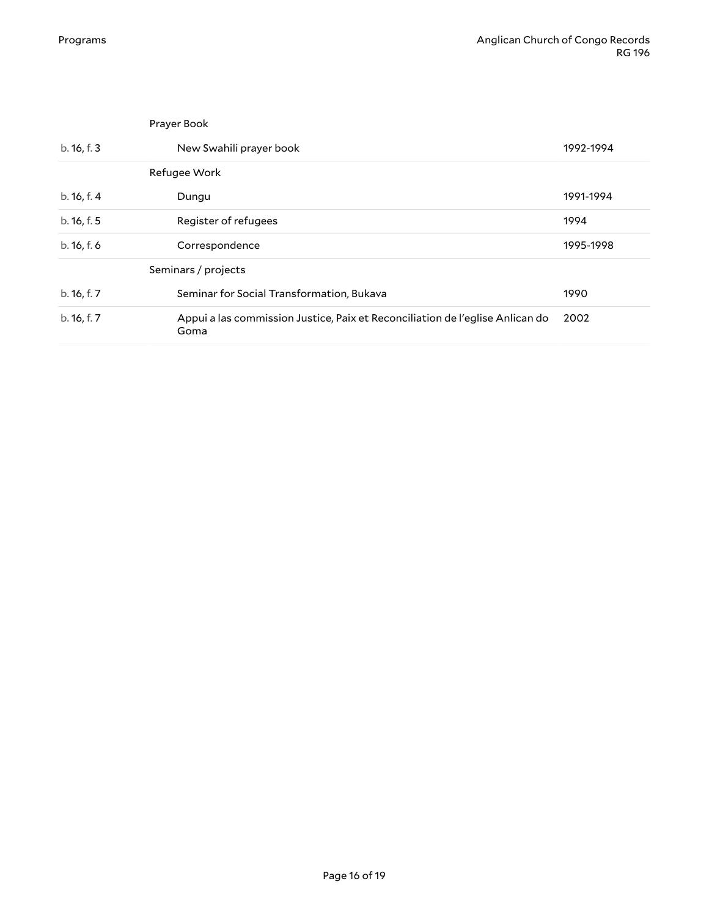| | | |
|---|---|---|
| | Prayer Book | |
| b. 16, f. 3 | New Swahili prayer book | 1992-1994 |
| | Refugee Work | |
| b. 16, f. 4 | Dungu | 1991-1994 |
| b. 16, f. 5 | Register of refugees | 1994 |
| b. 16, f. 6 | Correspondence | 1995-1998 |
| | Seminars / projects | |
| b. 16, f. 7 | Seminar for Social Transformation, Bukava | 1990 |
| b. 16, f. 7 | Appui a las commission Justice, Paix et Reconciliation de l'eglise Anlican do Goma | 2002 |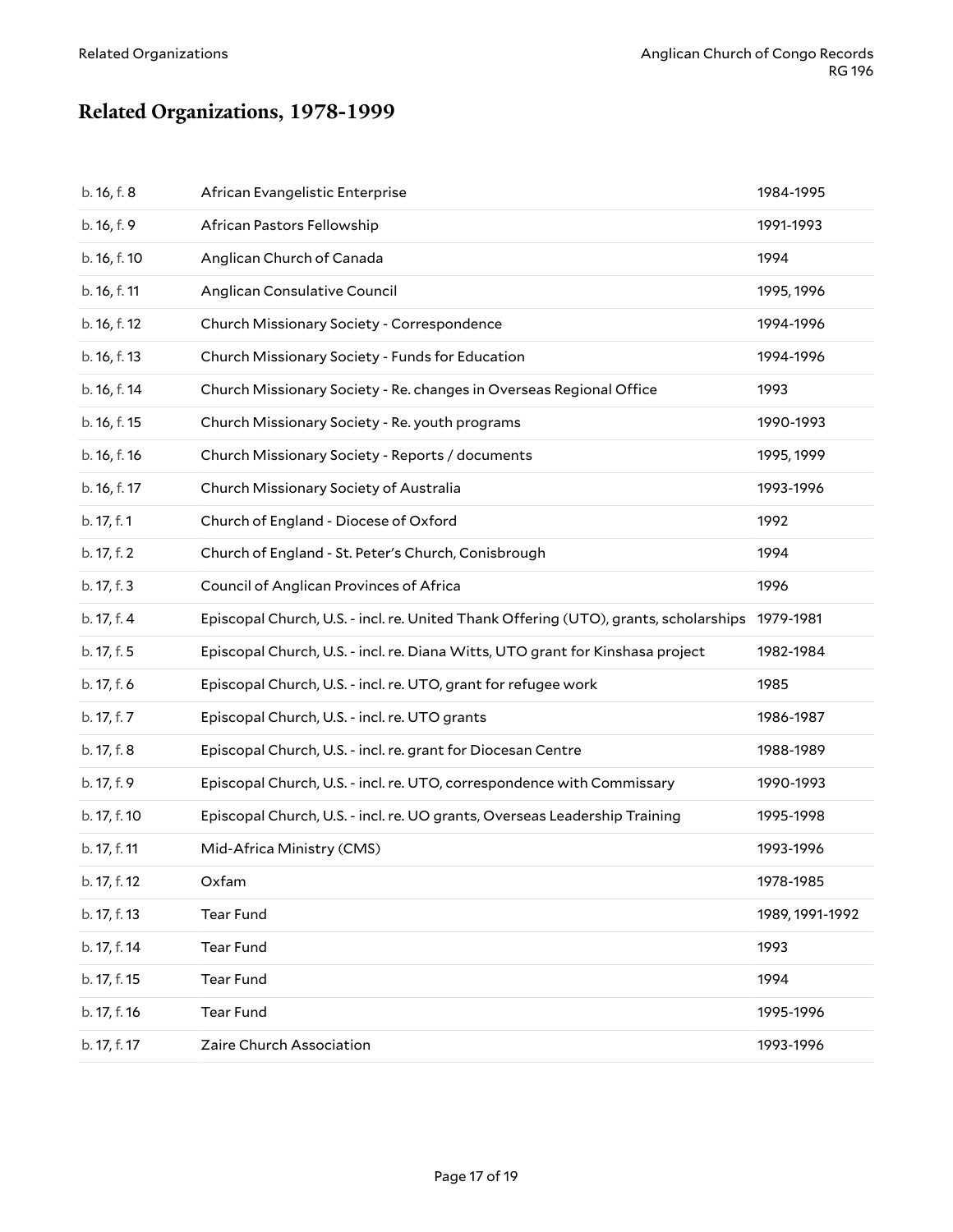## Related Organizations, 1978-1999

| | | |
|---|---|---|
| b. 16, f. 8 | African Evangelistic Enterprise | 1984-1995 |
| b. 16, f. 9 | African Pastors Fellowship | 1991-1993 |
| b. 16, f. 10 | Anglican Church of Canada | 1994 |
| b. 16, f. 11 | Anglican Consulative Council | 1995, 1996 |
| b. 16, f. 12 | Church Missionary Society - Correspondence | 1994-1996 |
| b. 16, f. 13 | Church Missionary Society - Funds for Education | 1994-1996 |
| b. 16, f. 14 | Church Missionary Society - Re. changes in Overseas Regional Office | 1993 |
| b. 16, f. 15 | Church Missionary Society - Re. youth programs | 1990-1993 |
| b. 16, f. 16 | Church Missionary Society - Reports / documents | 1995, 1999 |
| b. 16, f. 17 | Church Missionary Society of Australia | 1993-1996 |
| b. 17, f. 1 | Church of England - Diocese of Oxford | 1992 |
| b. 17, f. 2 | Church of England - St. Peter's Church, Conisbrough | 1994 |
| b. 17, f. 3 | Council of Anglican Provinces of Africa | 1996 |
| b. 17, f. 4 | Episcopal Church, U.S. - incl. re. United Thank Offering (UTO), grants, scholarships | 1979-1981 |
| b. 17, f. 5 | Episcopal Church, U.S. - incl. re. Diana Witts, UTO grant for Kinshasa project | 1982-1984 |
| b. 17, f. 6 | Episcopal Church, U.S. - incl. re. UTO, grant for refugee work | 1985 |
| b. 17, f. 7 | Episcopal Church, U.S. - incl. re. UTO grants | 1986-1987 |
| b. 17, f. 8 | Episcopal Church, U.S. - incl. re. grant for Diocesan Centre | 1988-1989 |
| b. 17, f. 9 | Episcopal Church, U.S. - incl. re. UTO, correspondence with Commissary | 1990-1993 |
| b. 17, f. 10 | Episcopal Church, U.S. - incl. re. UO grants, Overseas Leadership Training | 1995-1998 |
| b. 17, f. 11 | Mid-Africa Ministry (CMS) | 1993-1996 |
| b. 17, f. 12 | Oxfam | 1978-1985 |
| b. 17, f. 13 | Tear Fund | 1989, 1991-1992 |
| b. 17, f. 14 | Tear Fund | 1993 |
| b. 17, f. 15 | Tear Fund | 1994 |
| b. 17, f. 16 | Tear Fund | 1995-1996 |
| b. 17, f. 17 | Zaire Church Association | 1993-1996 |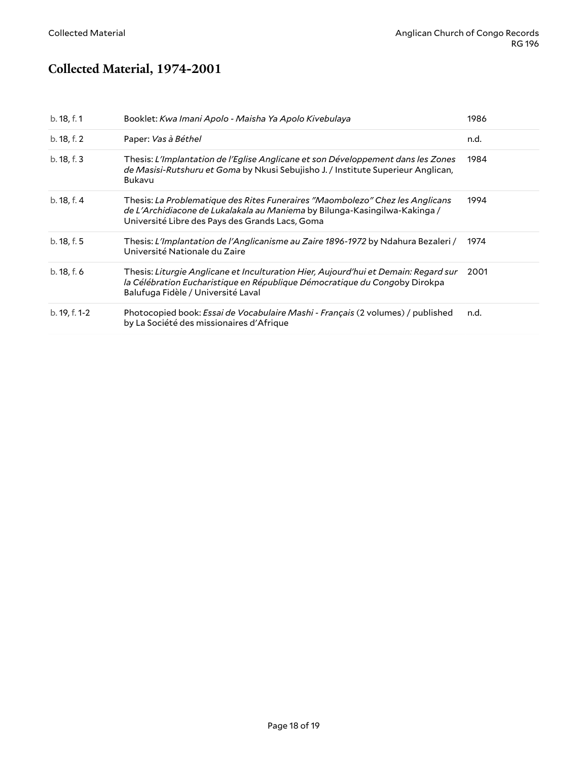## Collected Material, 1974-2001

| | | |
|---|---|---|
| b. 18, f. 1 | Booklet: *Kwa Imani Apolo - Maisha Ya Apolo Kivebulaya* | 1986 |
| b. 18, f. 2 | Paper: *Vas à Béthel* | n.d. |
| b. 18, f. 3 | Thesis: *L'Implantation de l'Eglise Anglicane et son Développement dans les Zones de Masisi-Rutshuru et Goma* by Nkusi Sebujisho J. / Institute Superieur Anglican, Bukavu | 1984 |
| b. 18, f. 4 | Thesis: *La Problematique des Rites Funeraires "Maombolezo" Chez les Anglicans de L'Archidiacone de Lukalakala au Maniema* by Bilunga-Kasingilwa-Kakinga / Université Libre des Pays des Grands Lacs, Goma | 1994 |
| b. 18, f. 5 | Thesis: *L'Implantation de l'Anglicanisme au Zaire 1896-1972* by Ndahura Bezaleri / Université Nationale du Zaire | 1974 |
| b. 18, f. 6 | Thesis: *Liturgie Anglicane et Inculturation Hier, Aujourd'hui et Demain: Regard sur la Célébration Eucharistique en République Démocratique du Congo*by Dirokpa Balufuga Fidèle / Université Laval | 2001 |
| b. 19, f. 1-2 | Photocopied book: *Essai de Vocabulaire Mashi - Français* (2 volumes) / published by La Société des missionaires d'Afrique | n.d. |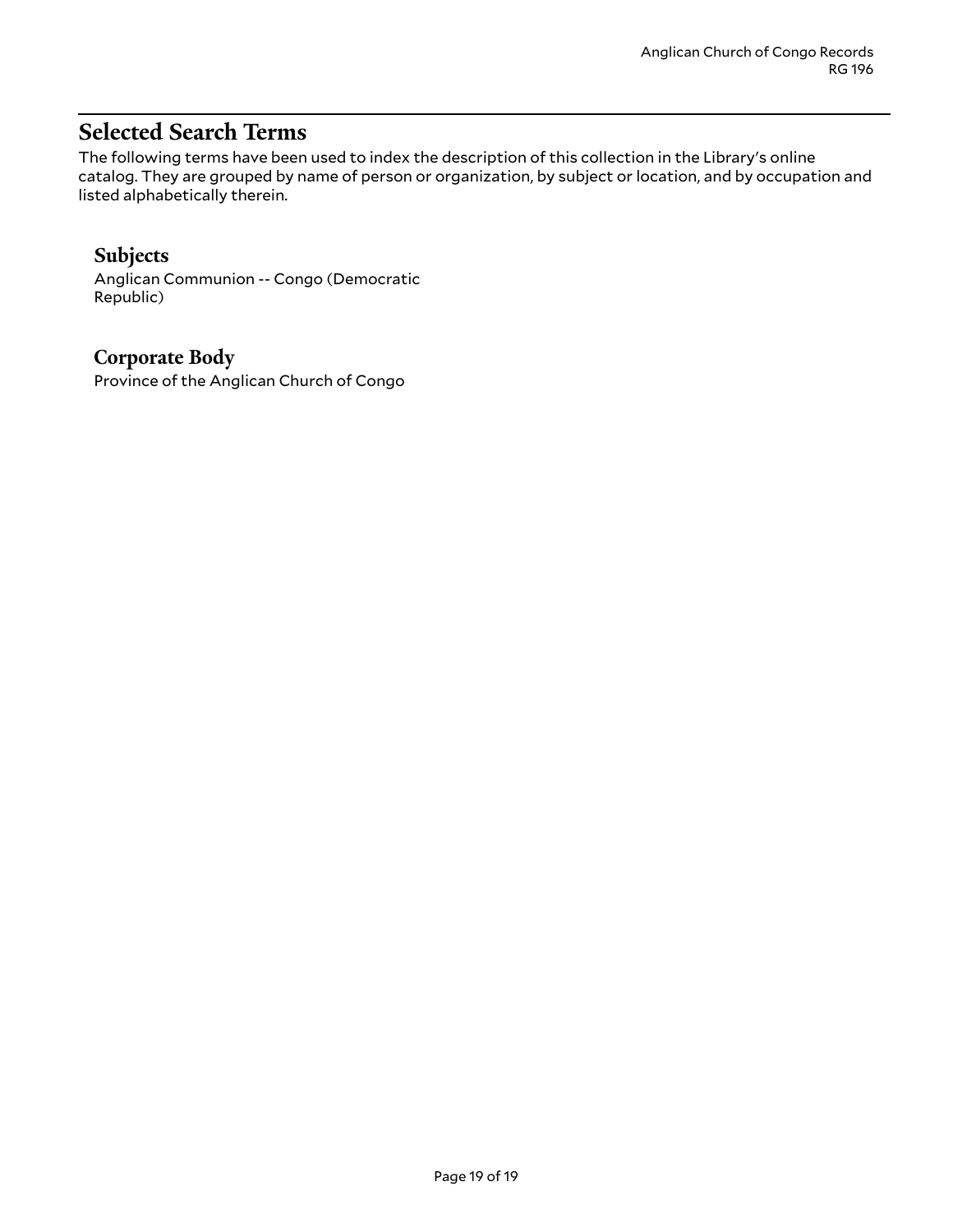## Selected Search Terms

The following terms have been used to index the description of this collection in the Library's online catalog. They are grouped by name of person or organization, by subject or location, and by occupation and listed alphabetically therein.

### Subjects

Anglican Communion -- Congo (Democratic Republic)

### Corporate Body

Province of the Anglican Church of Congo